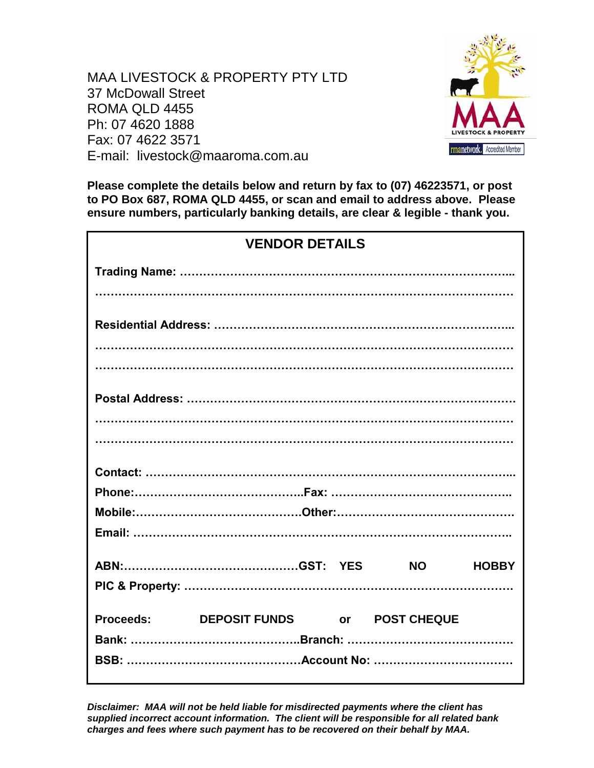MAA LIVESTOCK & PROPERTY PTY LTD
37 McDowall Street
ROMA QLD 4455
Ph: 07 4620 1888
Fax: 07 4622 3571
E-mail: livestock@maaroma.com.au

**Please complete the details below and return by fax to (07) 46223571, or post to PO Box 687, ROMA QLD 4455, or scan and email to address above. Please ensure numbers, particularly banking details, are clear & legible - thank you.**

## VENDOR DETAILS

**Trading Name:** …………………………………………………………………………...

………………………………………………………………………………………………

**Residential Address:** ……………………………………………………………...

………………………………………………………………………………………………

………………………………………………………………………………………………

**Postal Address:** ……………………………………………………………………….

………………………………………………………………………………………………

………………………………………………………………………………………………

**Contact:** …………………………………………………………………………………...

**Phone:**……………………………………..**Fax:** ……………………………………….

**Mobile:**…………………………………….**Other:**……………………………………….

**Email:** ……………………………………………………………………………………..

**ABN:**……………………………………….**GST: YES NO HOBBY**

**PIC & Property:** ………………………………………………………………………….

**Proceeds: DEPOSIT FUNDS or POST CHEQUE**

**Bank:** ……………………………………..**Branch:** ……………………………………

**BSB:** ……………………………………….**Account No:** ……………………………

***Disclaimer: MAA will not be held liable for misdirected payments where the client has supplied incorrect account information. The client will be responsible for all related bank charges and fees where such payment has to be recovered on their behalf by MAA.***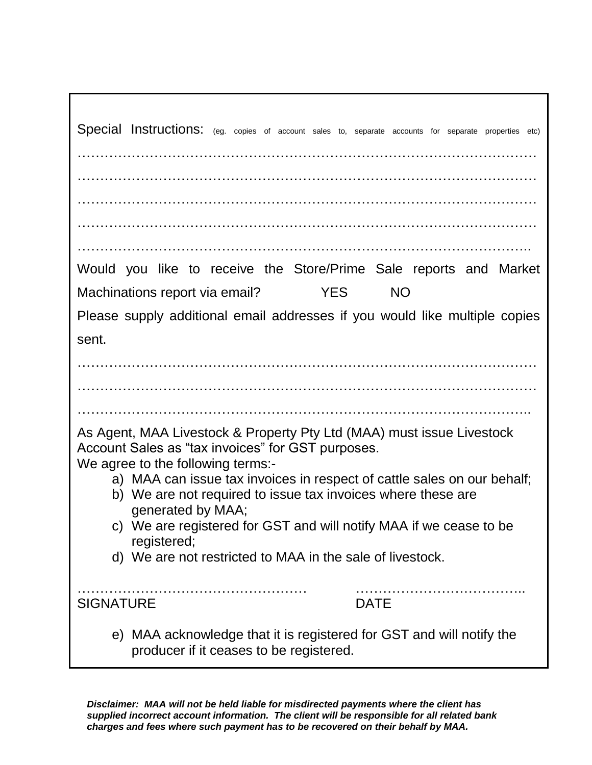Special Instructions: (eg. copies of account sales to, separate accounts for separate properties etc)

…………………………………………………………………………………………

…………………………………………………………………………………………

…………………………………………………………………………………………

…………………………………………………………………………………………

………………………………………………………………………………………..

Would you like to receive the Store/Prime Sale reports and Market Machinations report via email? YES NO

Please supply additional email addresses if you would like multiple copies sent.

…………………………………………………………………………………………

…………………………………………………………………………………………

………………………………………………………………………………………..

As Agent, MAA Livestock & Property Pty Ltd (MAA) must issue Livestock Account Sales as “tax invoices” for GST purposes.

We agree to the following terms:-

a) MAA can issue tax invoices in respect of cattle sales on our behalf;
b) We are not required to issue tax invoices where these are generated by MAA;
c) We are registered for GST and will notify MAA if we cease to be registered;
d) We are not restricted to MAA in the sale of livestock.

……………………………………………… ………………………………..

SIGNATURE DATE

e) MAA acknowledge that it is registered for GST and will notify the producer if it ceases to be registered.

***Disclaimer: MAA will not be held liable for misdirected payments where the client has supplied incorrect account information. The client will be responsible for all related bank charges and fees where such payment has to be recovered on their behalf by MAA.***